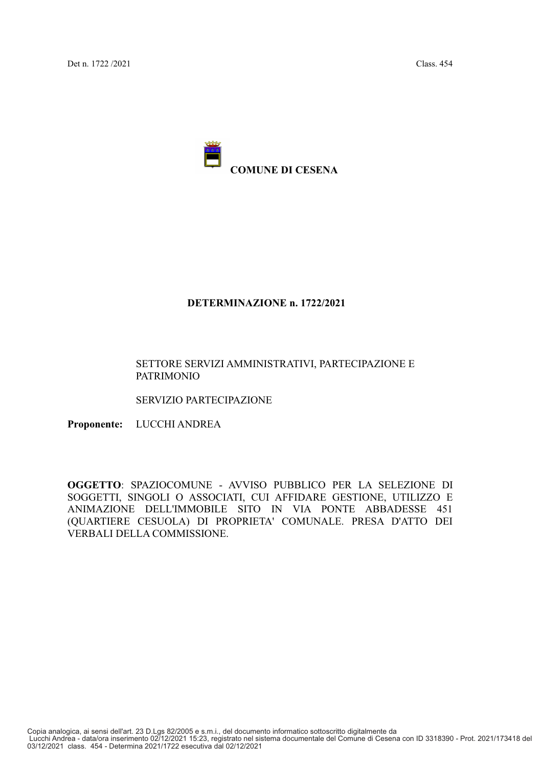Det n. 1722 /2021 Class. 454

**COMUNE DI CESENA**

# DETERMINAZIONE n. 1722/2021

SETTORE SERVIZI AMMINISTRATIVI, PARTECIPAZIONE E PATRIMONIO

SERVIZIO PARTECIPAZIONE

**Proponente:** LUCCHI ANDREA

**OGGETTO**: SPAZIOCOMUNE - AVVISO PUBBLICO PER LA SELEZIONE DI SOGGETTI, SINGOLI O ASSOCIATI, CUI AFFIDARE GESTIONE, UTILIZZO E ANIMAZIONE DELL'IMMOBILE SITO IN VIA PONTE ABBADESSE 451 (QUARTIERE CESUOLA) DI PROPRIETA' COMUNALE. PRESA D'ATTO DEI VERBALI DELLA COMMISSIONE.

Copia analogica, ai sensi dell'art. 23 D.Lgs 82/2005 e s.m.i., del documento informatico sottoscritto digitalmente da Lucchi Andrea - data/ora inserimento 02/12/2021 15:23, registrato nel sistema documentale del Comune di Cesena con ID 3318390 - Prot. 2021/173418 del 03/12/2021 class. 454 - Determina 2021/1722 esecutiva dal 02/12/2021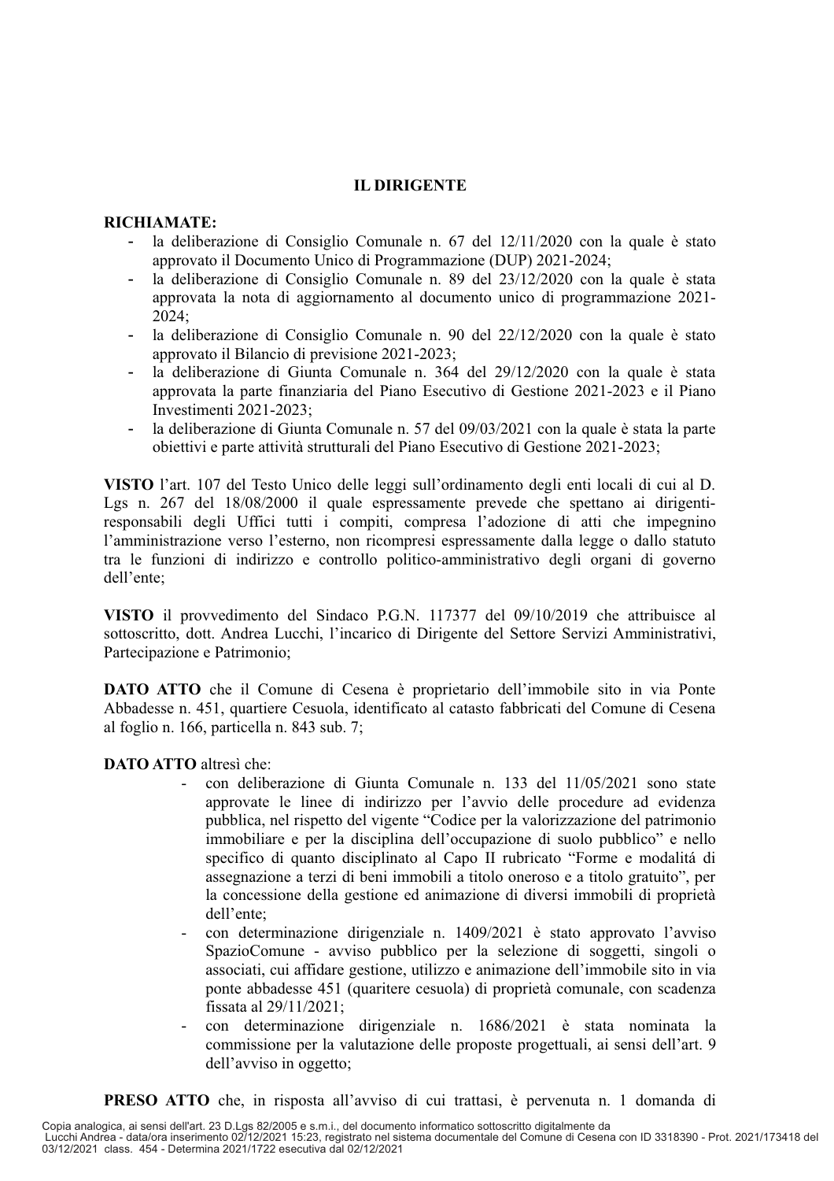**IL DIRIGENTE**

**RICHIAMATE:**

- la deliberazione di Consiglio Comunale n. 67 del 12/11/2020 con la quale è stato approvato il Documento Unico di Programmazione (DUP) 2021-2024;
- la deliberazione di Consiglio Comunale n. 89 del 23/12/2020 con la quale è stata approvata la nota di aggiornamento al documento unico di programmazione 2021-2024;
- la deliberazione di Consiglio Comunale n. 90 del 22/12/2020 con la quale è stato approvato il Bilancio di previsione 2021-2023;
- la deliberazione di Giunta Comunale n. 364 del 29/12/2020 con la quale è stata approvata la parte finanziaria del Piano Esecutivo di Gestione 2021-2023 e il Piano Investimenti 2021-2023;
- la deliberazione di Giunta Comunale n. 57 del 09/03/2021 con la quale è stata la parte obiettivi e parte attività strutturali del Piano Esecutivo di Gestione 2021-2023;

**VISTO** l'art. 107 del Testo Unico delle leggi sull'ordinamento degli enti locali di cui al D. Lgs n. 267 del 18/08/2000 il quale espressamente prevede che spettano ai dirigenti-responsabili degli Uffici tutti i compiti, compresa l'adozione di atti che impegnino l'amministrazione verso l'esterno, non ricompresi espressamente dalla legge o dallo statuto tra le funzioni di indirizzo e controllo politico-amministrativo degli organi di governo dell'ente;

**VISTO** il provvedimento del Sindaco P.G.N. 117377 del 09/10/2019 che attribuisce al sottoscritto, dott. Andrea Lucchi, l'incarico di Dirigente del Settore Servizi Amministrativi, Partecipazione e Patrimonio;

**DATO ATTO** che il Comune di Cesena è proprietario dell'immobile sito in via Ponte Abbadesse n. 451, quartiere Cesuola, identificato al catasto fabbricati del Comune di Cesena al foglio n. 166, particella n. 843 sub. 7;

**DATO ATTO** altresì che:

- con deliberazione di Giunta Comunale n. 133 del 11/05/2021 sono state approvate le linee di indirizzo per l'avvio delle procedure ad evidenza pubblica, nel rispetto del vigente "Codice per la valorizzazione del patrimonio immobiliare e per la disciplina dell'occupazione di suolo pubblico" e nello specifico di quanto disciplinato al Capo II rubricato "Forme e modalitá di assegnazione a terzi di beni immobili a titolo oneroso e a titolo gratuito", per la concessione della gestione ed animazione di diversi immobili di proprietà dell'ente;
- con determinazione dirigenziale n. 1409/2021 è stato approvato l'avviso SpazioComune - avviso pubblico per la selezione di soggetti, singoli o associati, cui affidare gestione, utilizzo e animazione dell'immobile sito in via ponte abbadesse 451 (quartiere cesuola) di proprietà comunale, con scadenza fissata al 29/11/2021;
- con determinazione dirigenziale n. 1686/2021 è stata nominata la commissione per la valutazione delle proposte progettuali, ai sensi dell'art. 9 dell'avviso in oggetto;

**PRESO ATTO** che, in risposta all'avviso di cui trattasi, è pervenuta n. 1 domanda di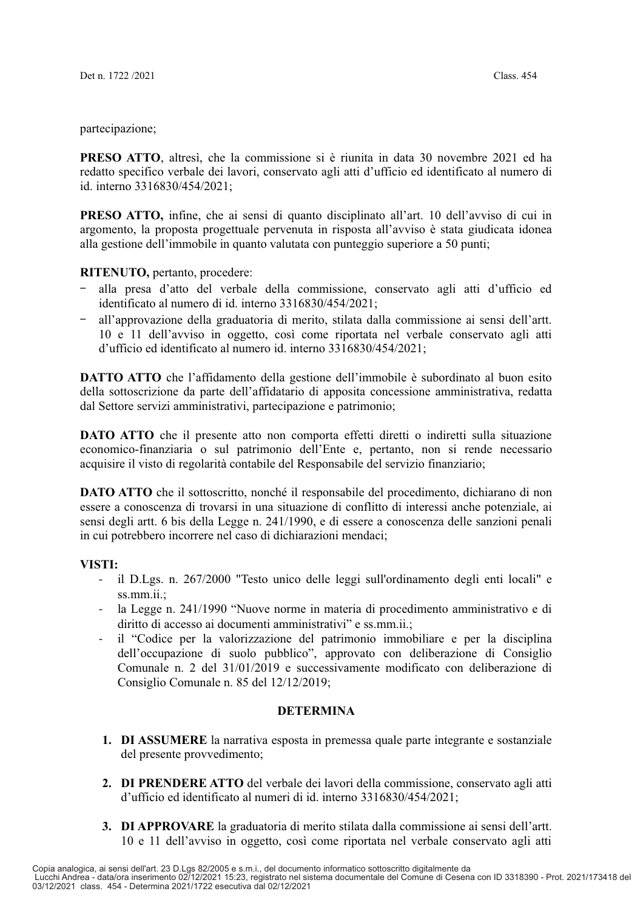partecipazione;

**PRESO ATTO**, altresì, che la commissione si è riunita in data 30 novembre 2021 ed ha redatto specifico verbale dei lavori, conservato agli atti d'ufficio ed identificato al numero di id. interno 3316830/454/2021;

**PRESO ATTO,** infine, che ai sensi di quanto disciplinato all'art. 10 dell'avviso di cui in argomento, la proposta progettuale pervenuta in risposta all'avviso è stata giudicata idonea alla gestione dell'immobile in quanto valutata con punteggio superiore a 50 punti;

**RITENUTO,** pertanto, procedere:

- alla presa d'atto del verbale della commissione, conservato agli atti d'ufficio ed identificato al numero di id. interno 3316830/454/2021;
- all'approvazione della graduatoria di merito, stilata dalla commissione ai sensi dell'artt. 10 e 11 dell'avviso in oggetto, così come riportata nel verbale conservato agli atti d'ufficio ed identificato al numero id. interno 3316830/454/2021;

**DATTO ATTO** che l'affidamento della gestione dell'immobile è subordinato al buon esito della sottoscrizione da parte dell'affidatario di apposita concessione amministrativa, redatta dal Settore servizi amministrativi, partecipazione e patrimonio;

**DATO ATTO** che il presente atto non comporta effetti diretti o indiretti sulla situazione economico-finanziaria o sul patrimonio dell'Ente e, pertanto, non si rende necessario acquisire il visto di regolarità contabile del Responsabile del servizio finanziario;

**DATO ATTO** che il sottoscritto, nonché il responsabile del procedimento, dichiarano di non essere a conoscenza di trovarsi in una situazione di conflitto di interessi anche potenziale, ai sensi degli artt. 6 bis della Legge n. 241/1990, e di essere a conoscenza delle sanzioni penali in cui potrebbero incorrere nel caso di dichiarazioni mendaci;

**VISTI:**

- il D.Lgs. n. 267/2000 "Testo unico delle leggi sull'ordinamento degli enti locali" e ss.mm.ii.;
- la Legge n. 241/1990 "Nuove norme in materia di procedimento amministrativo e di diritto di accesso ai documenti amministrativi" e ss.mm.ii.;
- il "Codice per la valorizzazione del patrimonio immobiliare e per la disciplina dell'occupazione di suolo pubblico", approvato con deliberazione di Consiglio Comunale n. 2 del 31/01/2019 e successivamente modificato con deliberazione di Consiglio Comunale n. 85 del 12/12/2019;

## DETERMINA

1. **DI ASSUMERE** la narrativa esposta in premessa quale parte integrante e sostanziale del presente provvedimento;

2. **DI PRENDERE ATTO** del verbale dei lavori della commissione, conservato agli atti d'ufficio ed identificato al numeri di id. interno 3316830/454/2021;

3. **DI APPROVARE** la graduatoria di merito stilata dalla commissione ai sensi dell'artt. 10 e 11 dell'avviso in oggetto, così come riportata nel verbale conservato agli atti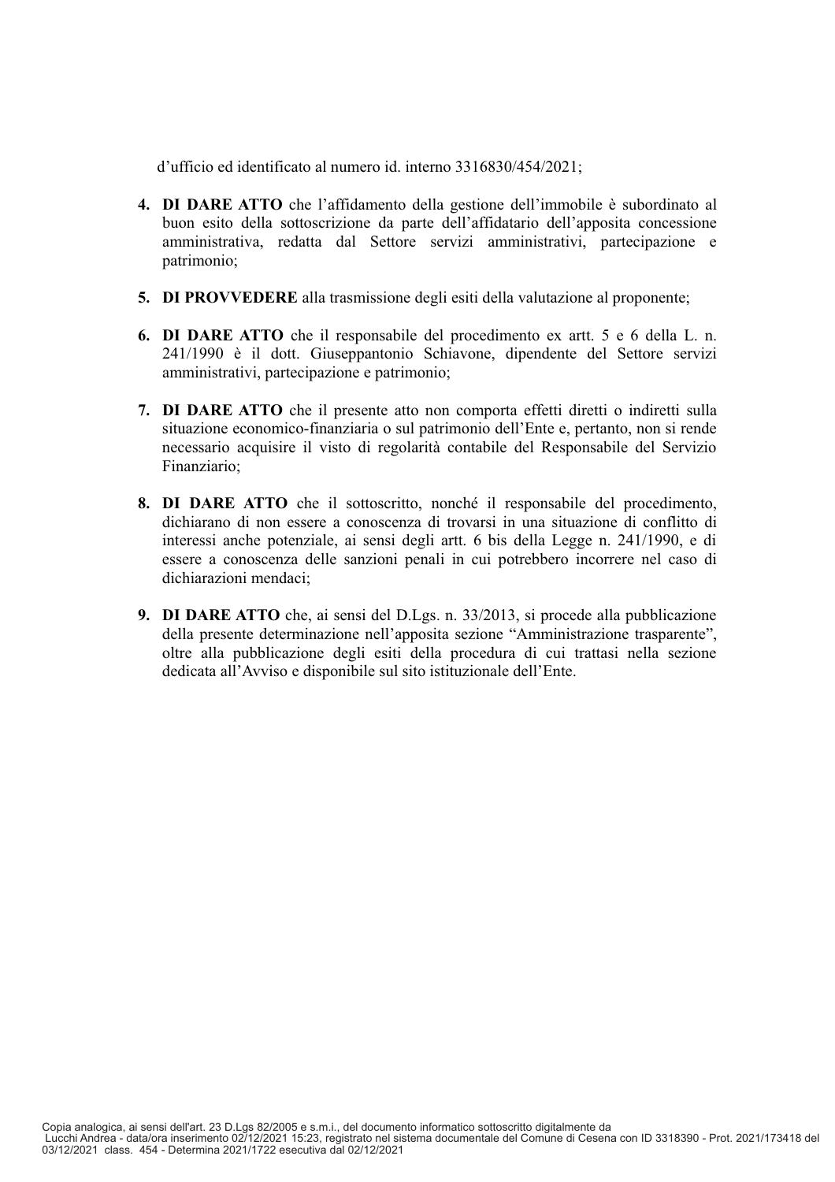d'ufficio ed identificato al numero id. interno 3316830/454/2021;

4. **DI DARE ATTO** che l'affidamento della gestione dell'immobile è subordinato al buon esito della sottoscrizione da parte dell'affidatario dell'apposita concessione amministrativa, redatta dal Settore servizi amministrativi, partecipazione e patrimonio;

5. **DI PROVVEDERE** alla trasmissione degli esiti della valutazione al proponente;

6. **DI DARE ATTO** che il responsabile del procedimento ex artt. 5 e 6 della L. n. 241/1990 è il dott. Giuseppantonio Schiavone, dipendente del Settore servizi amministrativi, partecipazione e patrimonio;

7. **DI DARE ATTO** che il presente atto non comporta effetti diretti o indiretti sulla situazione economico-finanziaria o sul patrimonio dell'Ente e, pertanto, non si rende necessario acquisire il visto di regolarità contabile del Responsabile del Servizio Finanziario;

8. **DI DARE ATTO** che il sottoscritto, nonché il responsabile del procedimento, dichiarano di non essere a conoscenza di trovarsi in una situazione di conflitto di interessi anche potenziale, ai sensi degli artt. 6 bis della Legge n. 241/1990, e di essere a conoscenza delle sanzioni penali in cui potrebbero incorrere nel caso di dichiarazioni mendaci;

9. **DI DARE ATTO** che, ai sensi del D.Lgs. n. 33/2013, si procede alla pubblicazione della presente determinazione nell'apposita sezione "Amministrazione trasparente", oltre alla pubblicazione degli esiti della procedura di cui trattasi nella sezione dedicata all'Avviso e disponibile sul sito istituzionale dell'Ente.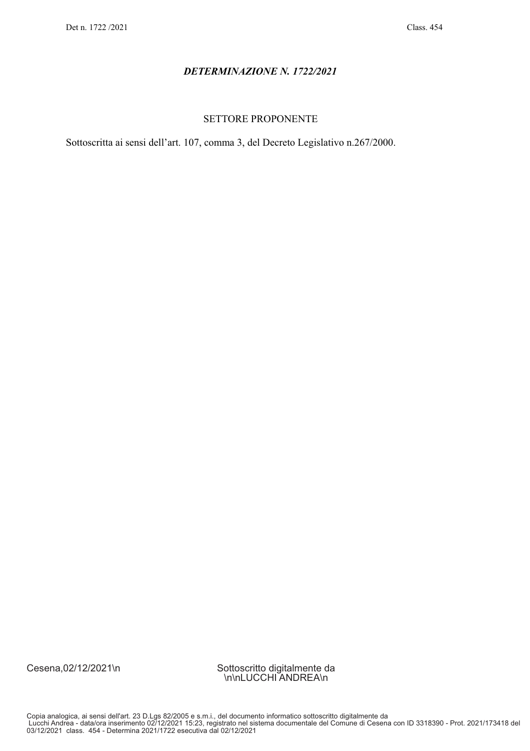*DETERMINAZIONE N. 1722/2021*

SETTORE PROPONENTE

Sottoscritta ai sensi dell’art. 107, comma 3, del Decreto Legislativo n.267/2000.

Cesena,02/12/2021\n

Sottoscritto digitalmente da
\n\nLUCCHI ANDREA\n

Copia analogica, ai sensi dell'art. 23 D.Lgs 82/2005 e s.m.i., del documento informatico sottoscritto digitalmente da
Lucchi Andrea - data/ora inserimento 02/12/2021 15:23, registrato nel sistema documentale del Comune di Cesena con ID 3318390 - Prot. 2021/173418 del 03/12/2021 class. 454 - Determina 2021/1722 esecutiva dal 02/12/2021